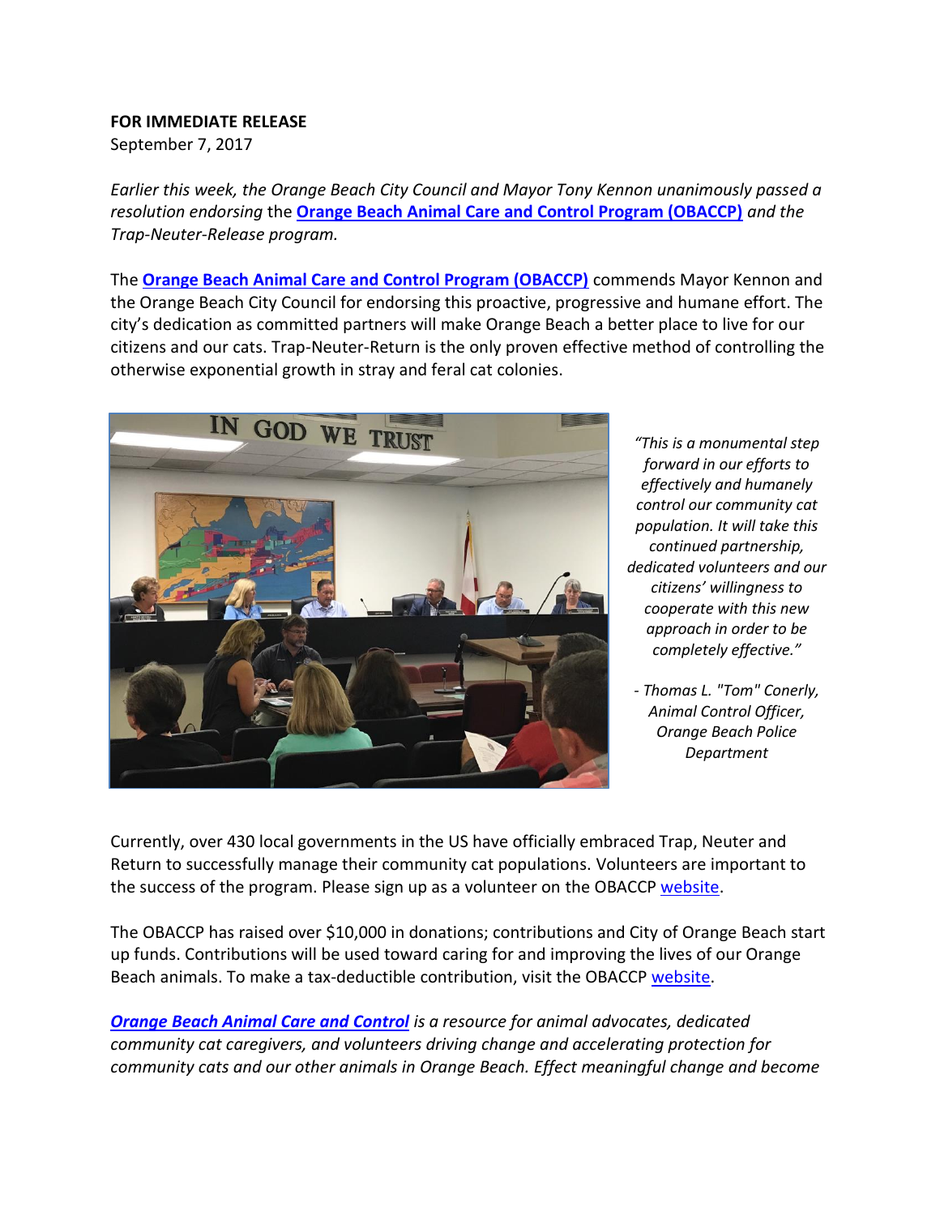**FOR IMMEDIATE RELEASE**
September 7, 2017

*Earlier this week, the Orange Beach City Council and Mayor Tony Kennon unanimously passed a resolution endorsing* the **Orange Beach Animal Care and Control Program (OBACCP)** *and the Trap-Neuter-Release program.*

The **Orange Beach Animal Care and Control Program (OBACCP)** commends Mayor Kennon and the Orange Beach City Council for endorsing this proactive, progressive and humane effort. The city's dedication as committed partners will make Orange Beach a better place to live for our citizens and our cats. Trap-Neuter-Return is the only proven effective method of controlling the otherwise exponential growth in stray and feral cat colonies.

*"This is a monumental step forward in our efforts to effectively and humanely control our community cat population. It will take this continued partnership, dedicated volunteers and our citizens' willingness to cooperate with this new approach in order to be completely effective."*

*- Thomas L. "Tom" Conerly, Animal Control Officer, Orange Beach Police Department*

Currently, over 430 local governments in the US have officially embraced Trap, Neuter and Return to successfully manage their community cat populations. Volunteers are important to the success of the program. Please sign up as a volunteer on the OBACCP website.

The OBACCP has raised over $10,000 in donations; contributions and City of Orange Beach start up funds. Contributions will be used toward caring for and improving the lives of our Orange Beach animals. To make a tax-deductible contribution, visit the OBACCP website.

***Orange Beach Animal Care and Control*** *is a resource for animal advocates, dedicated community cat caregivers, and volunteers driving change and accelerating protection for community cats and our other animals in Orange Beach. Effect meaningful change and become*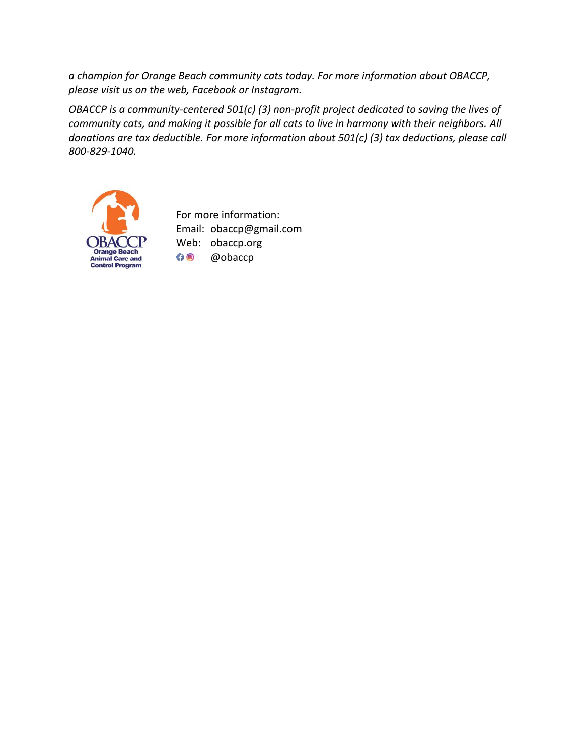*a champion for Orange Beach community cats today. For more information about OBACCP, please visit us on the web, Facebook or Instagram.*

*OBACCP is a community-centered 501(c) (3) non-profit project dedicated to saving the lives of community cats, and making it possible for all cats to live in harmony with their neighbors. All donations are tax deductible. For more information about 501(c) (3) tax deductions, please call 800-829-1040.*

OBACCP
Orange Beach
Animal Care and
Control Program

For more information:
Email: obaccp@gmail.com
Web: obaccp.org
@obaccp